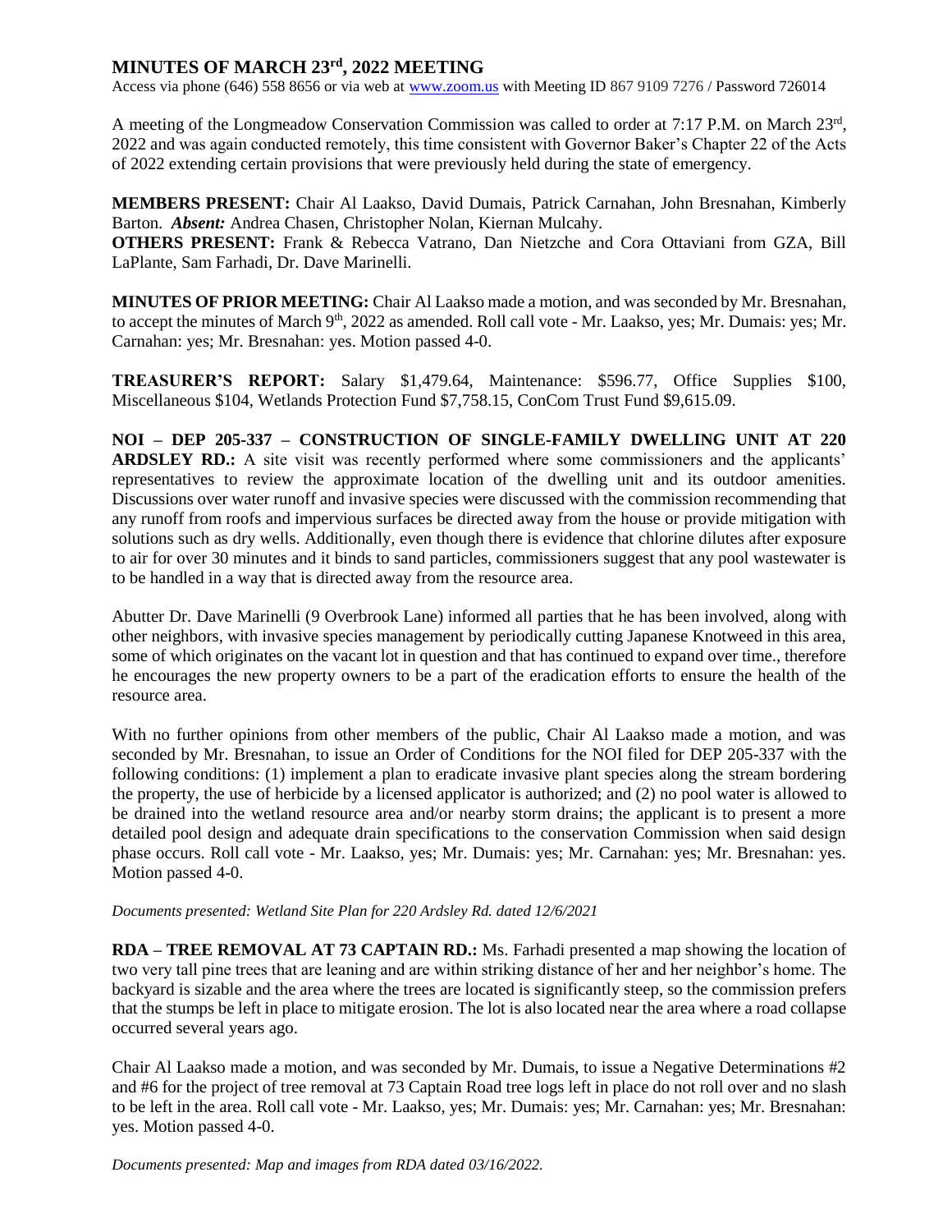# MINUTES OF MARCH 23rd, 2022 MEETING

Access via phone (646) 558 8656 or via web at www.zoom.us with Meeting ID 867 9109 7276 / Password 726014

A meeting of the Longmeadow Conservation Commission was called to order at 7:17 P.M. on March 23rd, 2022 and was again conducted remotely, this time consistent with Governor Baker's Chapter 22 of the Acts of 2022 extending certain provisions that were previously held during the state of emergency.

**MEMBERS PRESENT:** Chair Al Laakso, David Dumais, Patrick Carnahan, John Bresnahan, Kimberly Barton. ***Absent:*** Andrea Chasen, Christopher Nolan, Kiernan Mulcahy.
**OTHERS PRESENT:** Frank & Rebecca Vatrano, Dan Nietzche and Cora Ottaviani from GZA, Bill LaPlante, Sam Farhadi, Dr. Dave Marinelli.

**MINUTES OF PRIOR MEETING:** Chair Al Laakso made a motion, and was seconded by Mr. Bresnahan, to accept the minutes of March 9th, 2022 as amended. Roll call vote - Mr. Laakso, yes; Mr. Dumais: yes; Mr. Carnahan: yes; Mr. Bresnahan: yes. Motion passed 4-0.

**TREASURER'S REPORT:** Salary $1,479.64, Maintenance: $596.77, Office Supplies $100, Miscellaneous $104, Wetlands Protection Fund $7,758.15, ConCom Trust Fund $9,615.09.

**NOI – DEP 205-337 – CONSTRUCTION OF SINGLE-FAMILY DWELLING UNIT AT 220 ARDSLEY RD.:** A site visit was recently performed where some commissioners and the applicants' representatives to review the approximate location of the dwelling unit and its outdoor amenities. Discussions over water runoff and invasive species were discussed with the commission recommending that any runoff from roofs and impervious surfaces be directed away from the house or provide mitigation with solutions such as dry wells. Additionally, even though there is evidence that chlorine dilutes after exposure to air for over 30 minutes and it binds to sand particles, commissioners suggest that any pool wastewater is to be handled in a way that is directed away from the resource area.

Abutter Dr. Dave Marinelli (9 Overbrook Lane) informed all parties that he has been involved, along with other neighbors, with invasive species management by periodically cutting Japanese Knotweed in this area, some of which originates on the vacant lot in question and that has continued to expand over time., therefore he encourages the new property owners to be a part of the eradication efforts to ensure the health of the resource area.

With no further opinions from other members of the public, Chair Al Laakso made a motion, and was seconded by Mr. Bresnahan, to issue an Order of Conditions for the NOI filed for DEP 205-337 with the following conditions: (1) implement a plan to eradicate invasive plant species along the stream bordering the property, the use of herbicide by a licensed applicator is authorized; and (2) no pool water is allowed to be drained into the wetland resource area and/or nearby storm drains; the applicant is to present a more detailed pool design and adequate drain specifications to the conservation Commission when said design phase occurs. Roll call vote - Mr. Laakso, yes; Mr. Dumais: yes; Mr. Carnahan: yes; Mr. Bresnahan: yes. Motion passed 4-0.

*Documents presented: Wetland Site Plan for 220 Ardsley Rd. dated 12/6/2021*

**RDA – TREE REMOVAL AT 73 CAPTAIN RD.:** Ms. Farhadi presented a map showing the location of two very tall pine trees that are leaning and are within striking distance of her and her neighbor's home. The backyard is sizable and the area where the trees are located is significantly steep, so the commission prefers that the stumps be left in place to mitigate erosion. The lot is also located near the area where a road collapse occurred several years ago.

Chair Al Laakso made a motion, and was seconded by Mr. Dumais, to issue a Negative Determinations #2 and #6 for the project of tree removal at 73 Captain Road tree logs left in place do not roll over and no slash to be left in the area. Roll call vote - Mr. Laakso, yes; Mr. Dumais: yes; Mr. Carnahan: yes; Mr. Bresnahan: yes. Motion passed 4-0.

*Documents presented: Map and images from RDA dated 03/16/2022.*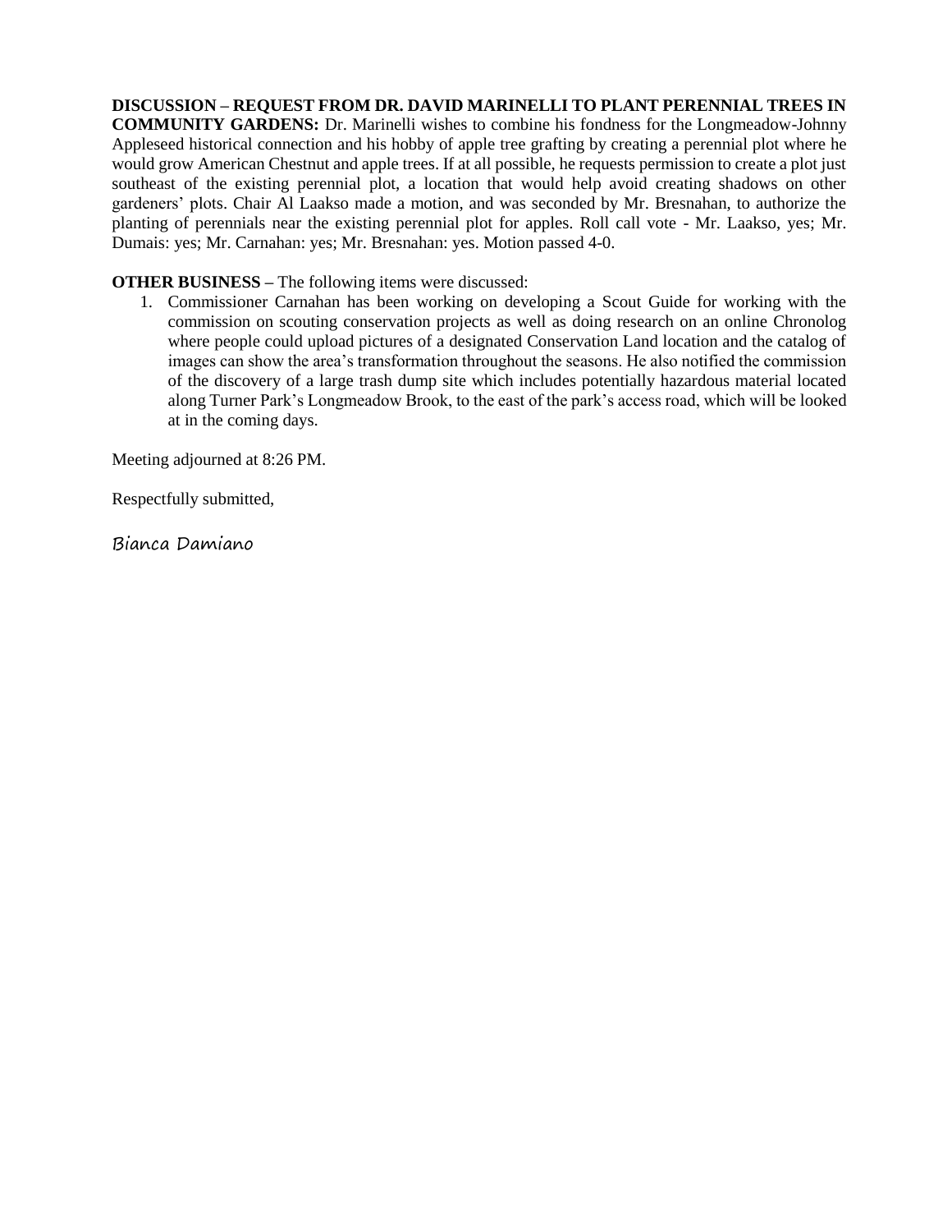**DISCUSSION – REQUEST FROM DR. DAVID MARINELLI TO PLANT PERENNIAL TREES IN COMMUNITY GARDENS:** Dr. Marinelli wishes to combine his fondness for the Longmeadow-Johnny Appleseed historical connection and his hobby of apple tree grafting by creating a perennial plot where he would grow American Chestnut and apple trees. If at all possible, he requests permission to create a plot just southeast of the existing perennial plot, a location that would help avoid creating shadows on other gardeners' plots. Chair Al Laakso made a motion, and was seconded by Mr. Bresnahan, to authorize the planting of perennials near the existing perennial plot for apples. Roll call vote - Mr. Laakso, yes; Mr. Dumais: yes; Mr. Carnahan: yes; Mr. Bresnahan: yes. Motion passed 4-0.

**OTHER BUSINESS –** The following items were discussed:

1. Commissioner Carnahan has been working on developing a Scout Guide for working with the commission on scouting conservation projects as well as doing research on an online Chronolog where people could upload pictures of a designated Conservation Land location and the catalog of images can show the area's transformation throughout the seasons. He also notified the commission of the discovery of a large trash dump site which includes potentially hazardous material located along Turner Park's Longmeadow Brook, to the east of the park's access road, which will be looked at in the coming days.

Meeting adjourned at 8:26 PM.

Respectfully submitted,

Bianca Damiano